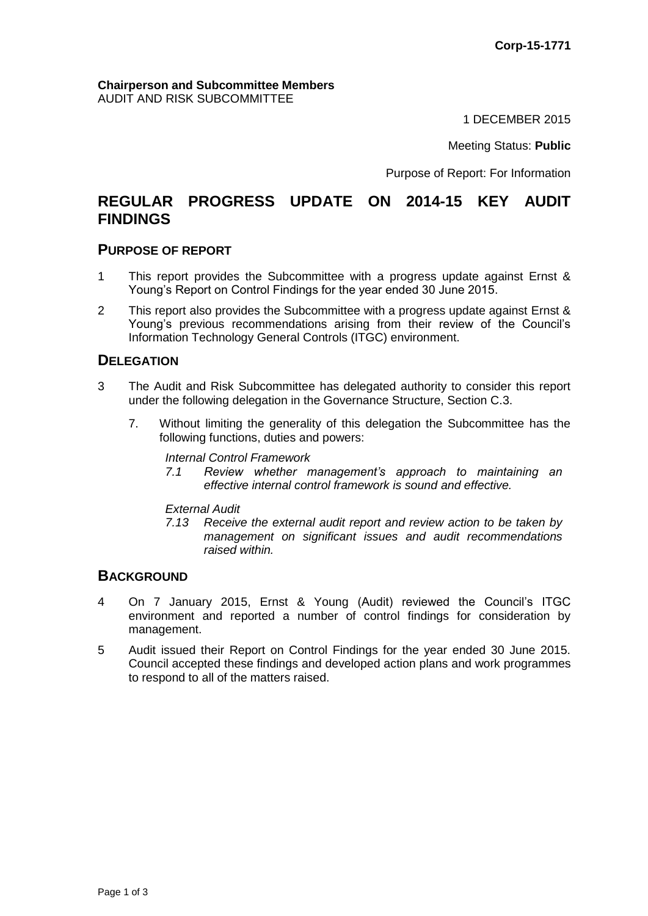**Corp-15-1771**

**Chairperson and Subcommittee Members**
AUDIT AND RISK SUBCOMMITTEE

1 DECEMBER 2015

Meeting Status: **Public**

Purpose of Report: For Information

# REGULAR PROGRESS UPDATE ON 2014-15 KEY AUDIT FINDINGS

## PURPOSE OF REPORT

1 This report provides the Subcommittee with a progress update against Ernst & Young's Report on Control Findings for the year ended 30 June 2015.

2 This report also provides the Subcommittee with a progress update against Ernst & Young's previous recommendations arising from their review of the Council's Information Technology General Controls (ITGC) environment.

## DELEGATION

3 The Audit and Risk Subcommittee has delegated authority to consider this report under the following delegation in the Governance Structure, Section C.3.

7. Without limiting the generality of this delegation the Subcommittee has the following functions, duties and powers:

*Internal Control Framework*

*7.1 Review whether management's approach to maintaining an effective internal control framework is sound and effective.*

*External Audit*

*7.13 Receive the external audit report and review action to be taken by management on significant issues and audit recommendations raised within.*

## BACKGROUND

4 On 7 January 2015, Ernst & Young (Audit) reviewed the Council's ITGC environment and reported a number of control findings for consideration by management.

5 Audit issued their Report on Control Findings for the year ended 30 June 2015. Council accepted these findings and developed action plans and work programmes to respond to all of the matters raised.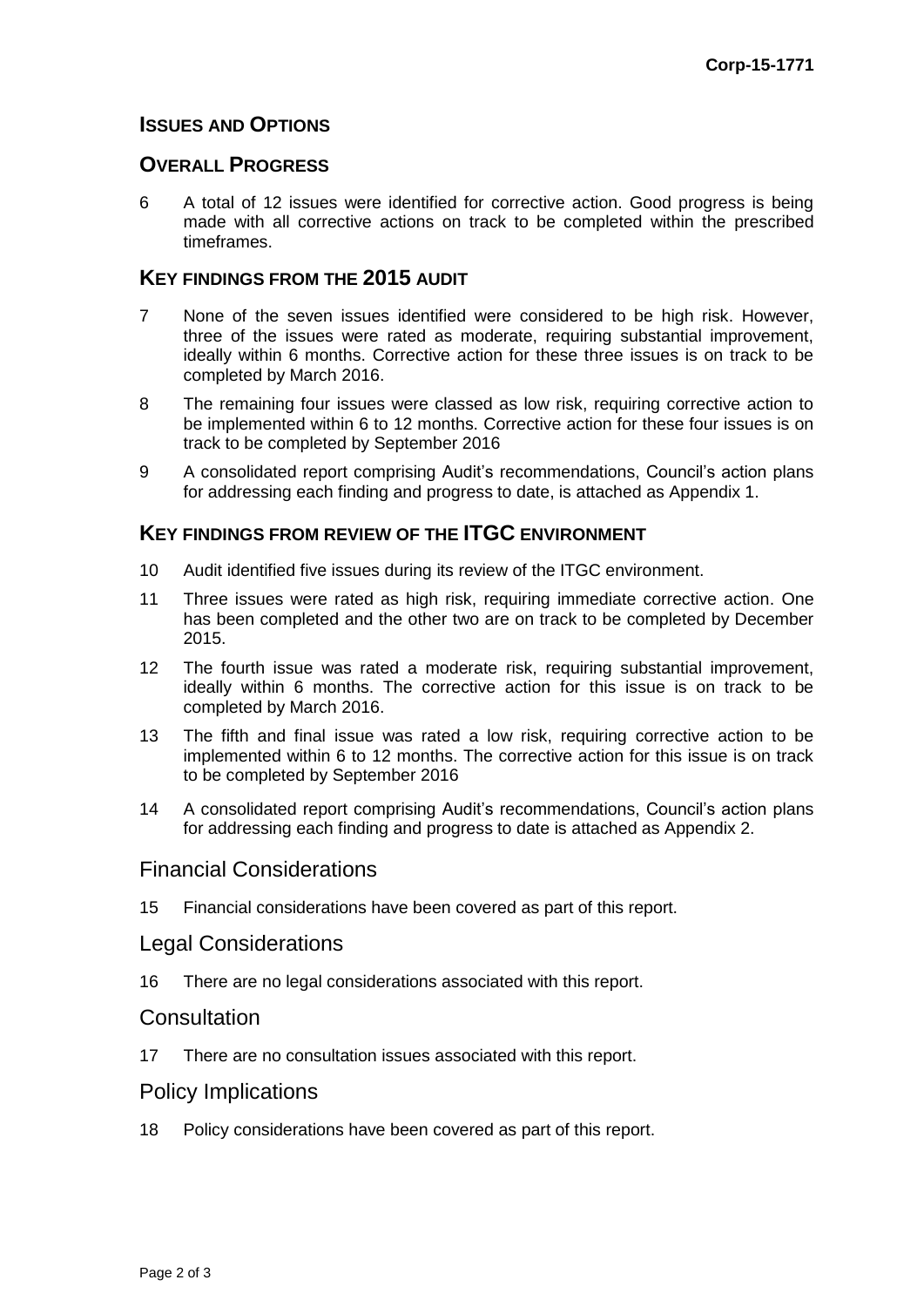## Issues and Options

## Overall Progress

6 A total of 12 issues were identified for corrective action. Good progress is being made with all corrective actions on track to be completed within the prescribed timeframes.

### Key findings from the 2015 audit

7 None of the seven issues identified were considered to be high risk. However, three of the issues were rated as moderate, requiring substantial improvement, ideally within 6 months. Corrective action for these three issues is on track to be completed by March 2016.

8 The remaining four issues were classed as low risk, requiring corrective action to be implemented within 6 to 12 months. Corrective action for these four issues is on track to be completed by September 2016

9 A consolidated report comprising Audit's recommendations, Council's action plans for addressing each finding and progress to date, is attached as Appendix 1.

### Key findings from review of the ITGC environment

10 Audit identified five issues during its review of the ITGC environment.

11 Three issues were rated as high risk, requiring immediate corrective action. One has been completed and the other two are on track to be completed by December 2015.

12 The fourth issue was rated a moderate risk, requiring substantial improvement, ideally within 6 months. The corrective action for this issue is on track to be completed by March 2016.

13 The fifth and final issue was rated a low risk, requiring corrective action to be implemented within 6 to 12 months. The corrective action for this issue is on track to be completed by September 2016

14 A consolidated report comprising Audit's recommendations, Council's action plans for addressing each finding and progress to date is attached as Appendix 2.

## Financial Considerations

15 Financial considerations have been covered as part of this report.

## Legal Considerations

16 There are no legal considerations associated with this report.

## Consultation

17 There are no consultation issues associated with this report.

## Policy Implications

18 Policy considerations have been covered as part of this report.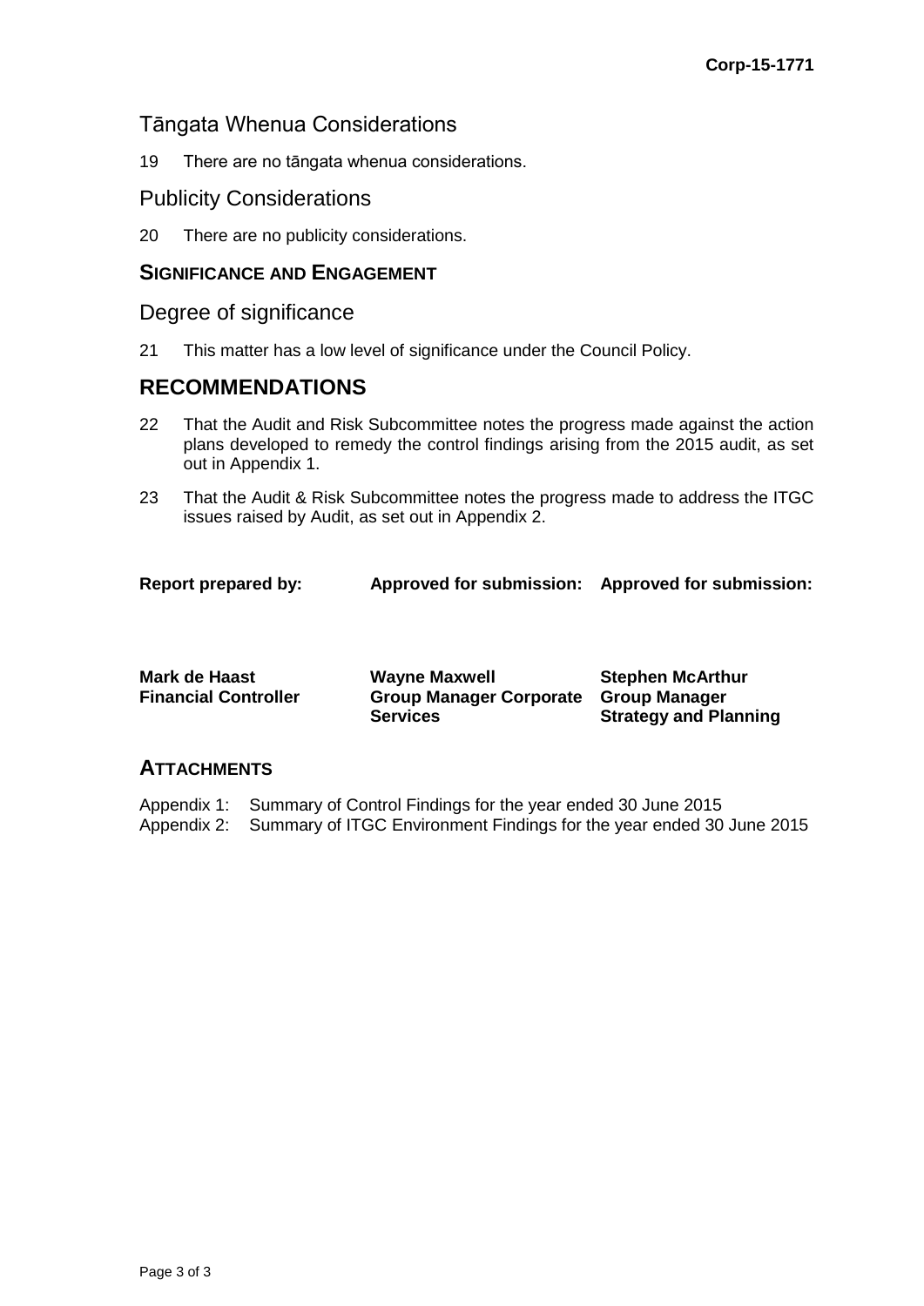Corp-15-1771

## Tāngata Whenua Considerations

19 There are no tāngata whenua considerations.

## Publicity Considerations

20 There are no publicity considerations.

## SIGNIFICANCE AND ENGAGEMENT

## Degree of significance

21 This matter has a low level of significance under the Council Policy.

# RECOMMENDATIONS

22 That the Audit and Risk Subcommittee notes the progress made against the action plans developed to remedy the control findings arising from the 2015 audit, as set out in Appendix 1.

23 That the Audit & Risk Subcommittee notes the progress made to address the ITGC issues raised by Audit, as set out in Appendix 2.

| Report prepared by: | Approved for submission: | Approved for submission: |
|---|---|---|
| **Mark de Haast**<br>**Financial Controller** | **Wayne Maxwell**<br>**Group Manager Corporate Services** | **Stephen McArthur**<br>**Group Manager Strategy and Planning** |

## ATTACHMENTS

Appendix 1: Summary of Control Findings for the year ended 30 June 2015

Appendix 2: Summary of ITGC Environment Findings for the year ended 30 June 2015